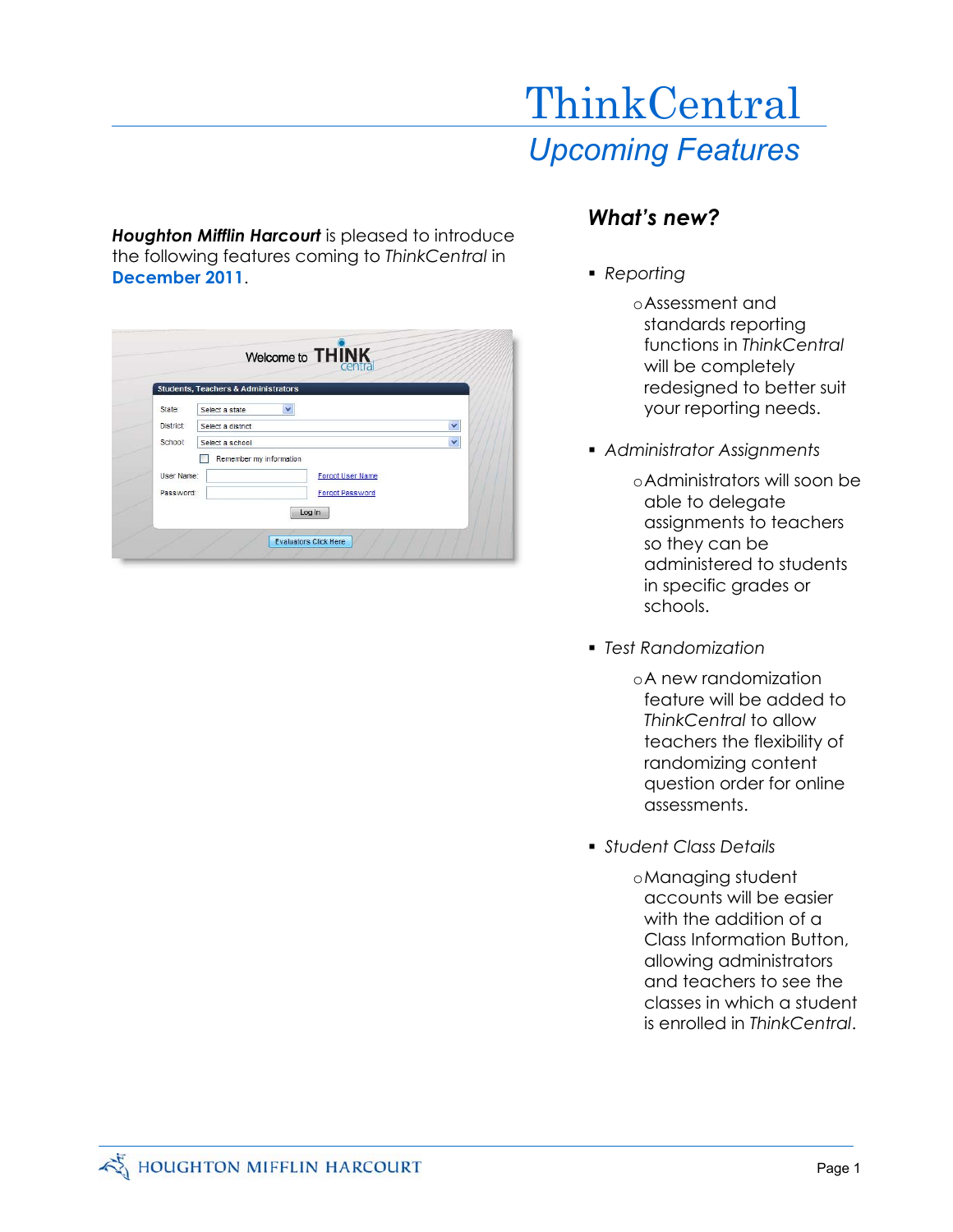# ThinkCentral

## *Upcoming Features*

***Houghton Mifflin Harcourt*** is pleased to introduce the following features coming to *ThinkCentral* in **December 2011**.

### *What's new?*

- *Reporting*
  - Assessment and standards reporting functions in *ThinkCentral* will be completely redesigned to better suit your reporting needs.
- *Administrator Assignments*
  - Administrators will soon be able to delegate assignments to teachers so they can be administered to students in specific grades or schools.
- *Test Randomization*
  - A new randomization feature will be added to *ThinkCentral* to allow teachers the flexibility of randomizing content question order for online assessments.
- *Student Class Details*
  - Managing student accounts will be easier with the addition of a Class Information Button, allowing administrators and teachers to see the classes in which a student is enrolled in *ThinkCentral*.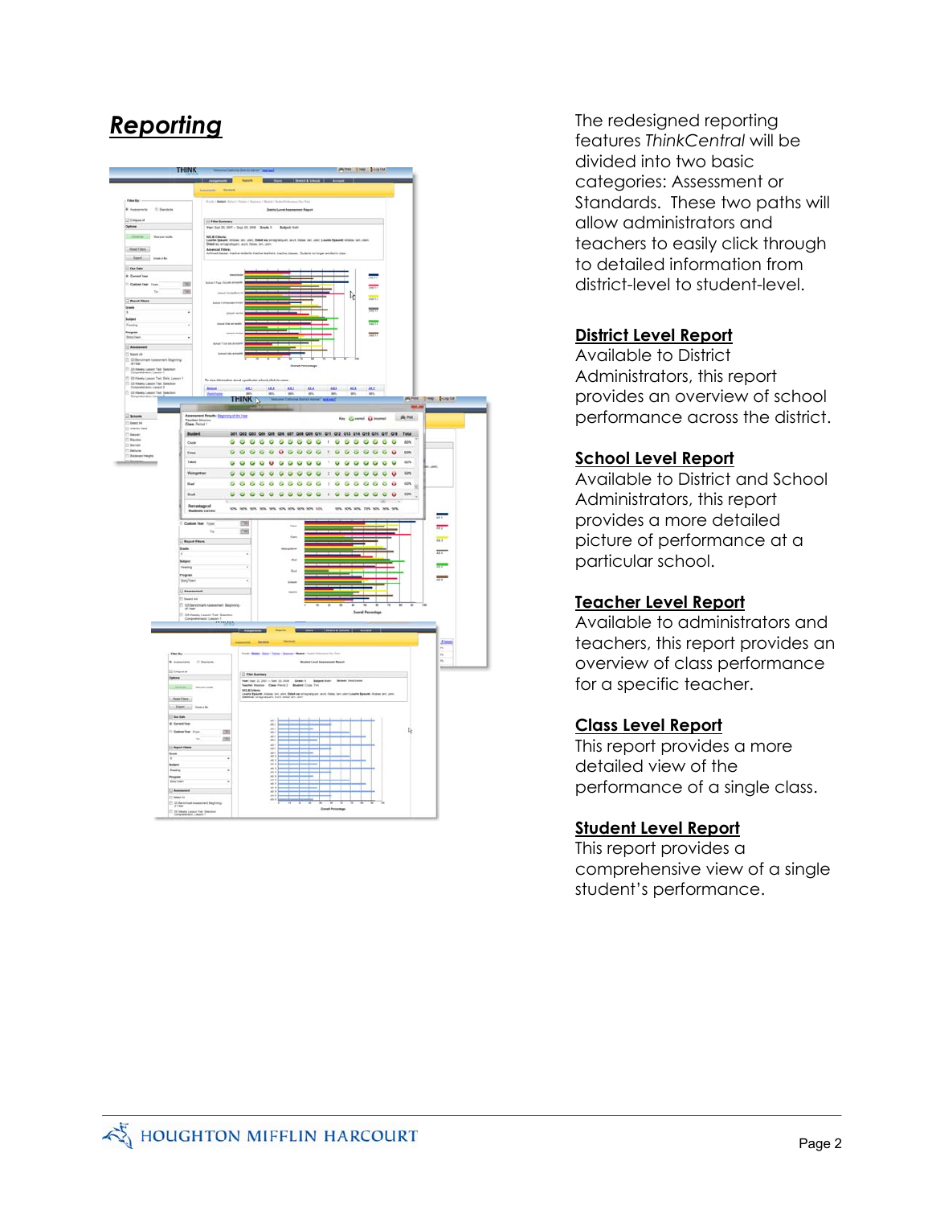# *Reporting*

The redesigned reporting features *ThinkCentral* will be divided into two basic categories: Assessment or Standards. These two paths will allow administrators and teachers to easily click through to detailed information from district-level to student-level.

## District Level Report

Available to District Administrators, this report provides an overview of school performance across the district.

## School Level Report

Available to District and School Administrators, this report provides a more detailed picture of performance at a particular school.

## Teacher Level Report

Available to administrators and teachers, this report provides an overview of class performance for a specific teacher.

## Class Level Report

This report provides a more detailed view of the performance of a single class.

## Student Level Report

This report provides a comprehensive view of a single student's performance.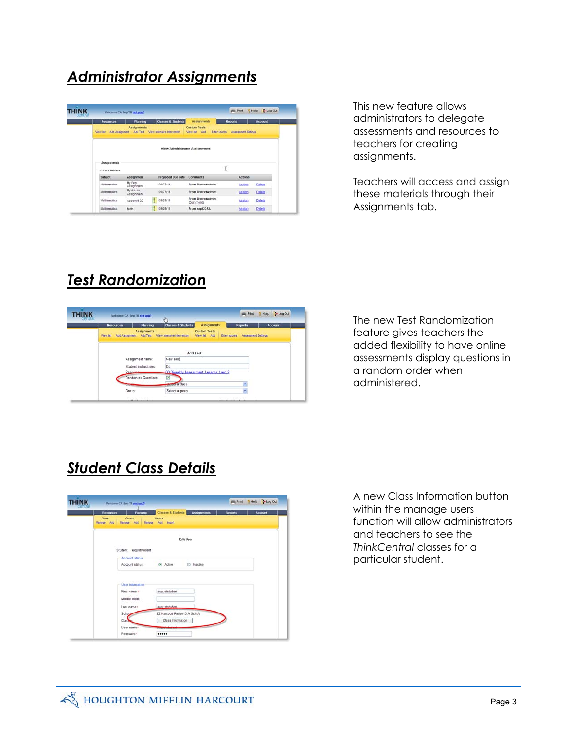## Administrator Assignments

This new feature allows administrators to delegate assessments and resources to teachers for creating assignments.

Teachers will access and assign these materials through their Assignments tab.

## Test Randomization

The new Test Randomization feature gives teachers the added flexibility to have online assessments display questions in a random order when administered.

## Student Class Details

A new Class Information button within the manage users function will allow administrators and teachers to see the *ThinkCentral* classes for a particular student.